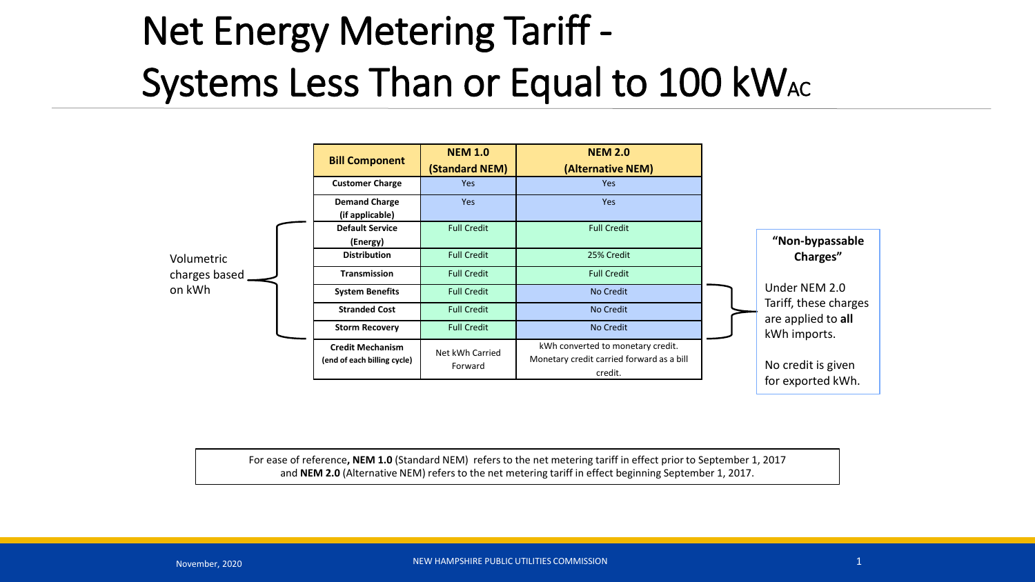# Net Energy Metering Tariff - Systems Less Than or Equal to 100 $kW_{AC}$

Volumetric charges based on kWh

| Bill Component | NEM 1.0 (Standard NEM) | NEM 2.0 (Alternative NEM) |
|---|---|---|
| **Customer Charge** | Yes | Yes |
| **Demand Charge (if applicable)** | Yes | Yes |
| **Default Service (Energy)** | Full Credit | Full Credit |
| **Distribution** | Full Credit | 25% Credit |
| **Transmission** | Full Credit | Full Credit |
| **System Benefits** | Full Credit | No Credit |
| **Stranded Cost** | Full Credit | No Credit |
| **Storm Recovery** | Full Credit | No Credit |
| **Credit Mechanism (end of each billing cycle)** | Net kWh Carried Forward | kWh converted to monetary credit. Monetary credit carried forward as a bill credit. |

**"Non-bypassable Charges"**

Under NEM 2.0 Tariff, these charges are applied to **all** kWh imports.

No credit is given for exported kWh.

For ease of reference**, NEM 1.0** (Standard NEM) refers to the net metering tariff in effect prior to September 1, 2017 and **NEM 2.0** (Alternative NEM) refers to the net metering tariff in effect beginning September 1, 2017.

November, 2020

NEW HAMPSHIRE PUBLIC UTILITIES COMMISSION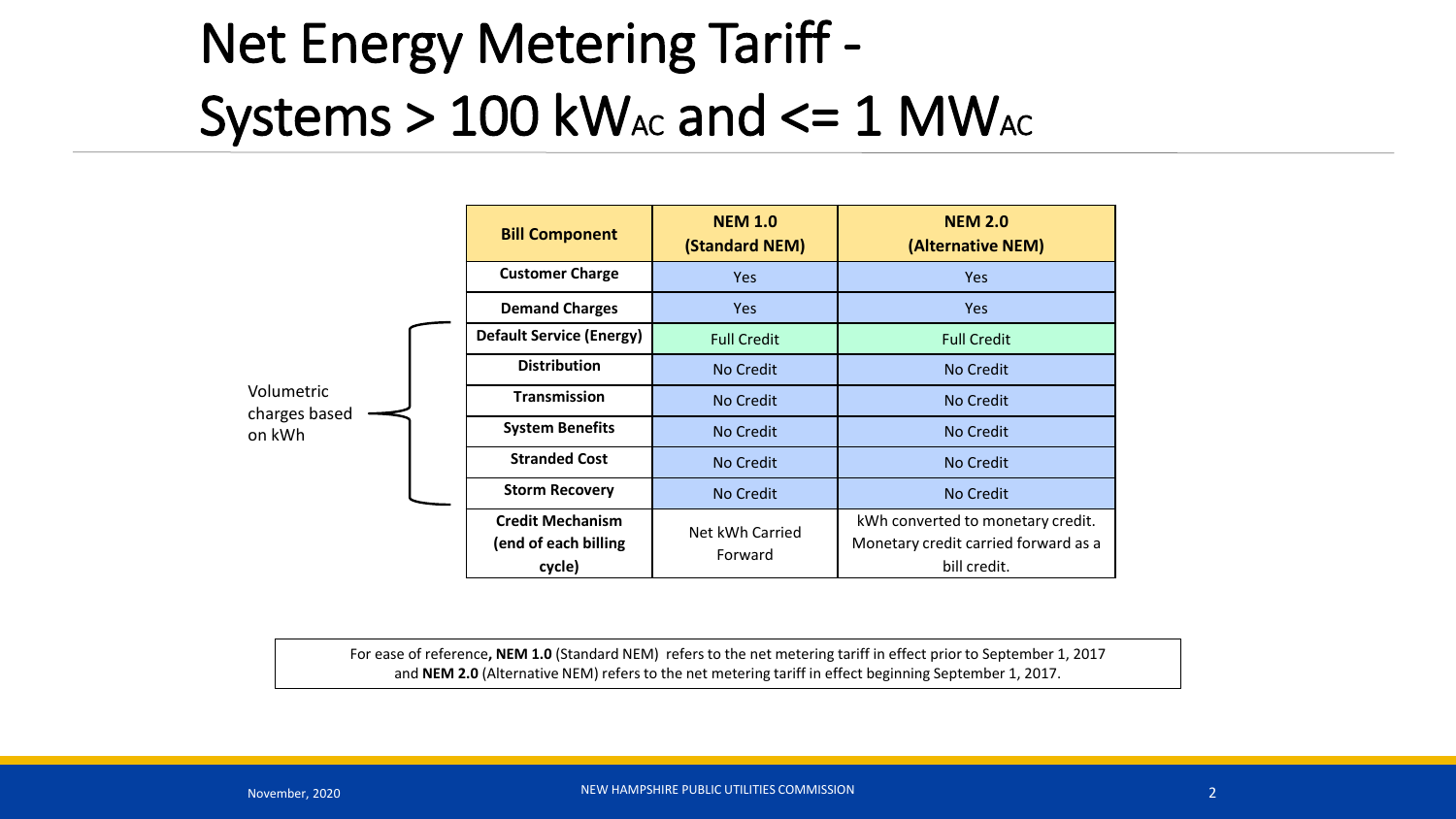# Net Energy Metering Tariff - Systems > 100 $kW_{AC}$ and <= 1 $MW_{AC}$

Volumetric charges based on kWh (applies to: Default Service (Energy), Distribution, Transmission, System Benefits, Stranded Cost, Storm Recovery)

| Bill Component | NEM 1.0 (Standard NEM) | NEM 2.0 (Alternative NEM) |
|---|---|---|
| **Customer Charge** | Yes | Yes |
| **Demand Charges** | Yes | Yes |
| **Default Service (Energy)** | Full Credit | Full Credit |
| **Distribution** | No Credit | No Credit |
| **Transmission** | No Credit | No Credit |
| **System Benefits** | No Credit | No Credit |
| **Stranded Cost** | No Credit | No Credit |
| **Storm Recovery** | No Credit | No Credit |
| **Credit Mechanism (end of each billing cycle)** | Net kWh Carried Forward | kWh converted to monetary credit. Monetary credit carried forward as a bill credit. |

For ease of reference**, NEM 1.0** (Standard NEM) refers to the net metering tariff in effect prior to September 1, 2017 and **NEM 2.0** (Alternative NEM) refers to the net metering tariff in effect beginning September 1, 2017.

November, 2020

NEW HAMPSHIRE PUBLIC UTILITIES COMMISSION